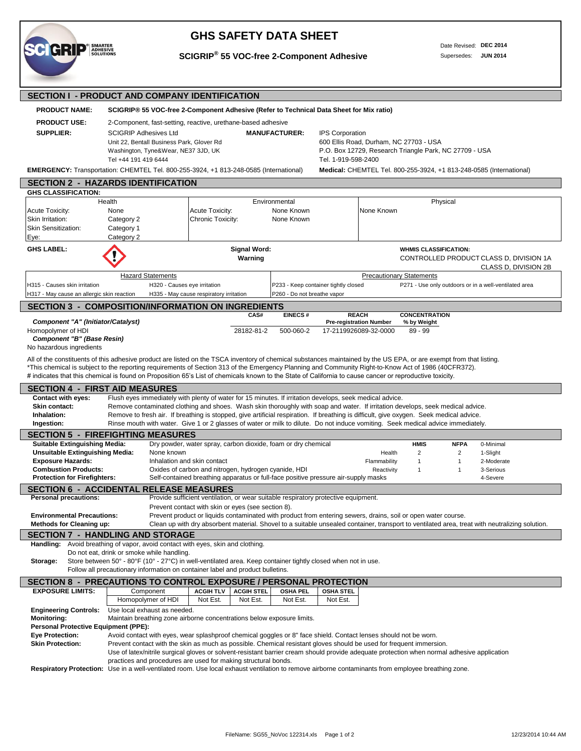# GHS SAFETY DATA SHEET

**SCIGRIP® 55 VOC-free 2-Component Adhesive**

Date Revised: **DEC 2014**
Supersedes: **JUN 2014**

## SECTION I - PRODUCT AND COMPANY IDENTIFICATION

**PRODUCT NAME:** **SCIGRIP® 55 VOC-free 2-Component Adhesive (Refer to Technical Data Sheet for Mix ratio)**

**PRODUCT USE:** 2-Component, fast-setting, reactive, urethane-based adhesive

**SUPPLIER:** SCIGRIP Adhesives Ltd
Unit 22, Bentall Business Park, Glover Rd
Washington, Tyne&Wear, NE37 3JD, UK
Tel +44 191 419 6444

**MANUFACTURER:** IPS Corporation
600 Ellis Road, Durham, NC 27703 - USA
P.O. Box 12729, Research Triangle Park, NC 27709 - USA
Tel. 1-919-598-2400

**EMERGENCY:** Transportation: CHEMTEL Tel. 800-255-3924, +1 813-248-0585 (International)

**Medical:** CHEMTEL Tel. 800-255-3924, +1 813-248-0585 (International)

## SECTION 2 - HAZARDS IDENTIFICATION

**GHS CLASSIFICATION:**

| Health | | Environmental | | Physical |
|---|---|---|---|---|
| Acute Toxicity: | None | Acute Toxicity: | None Known | None Known |
| Skin Irritation: | Category 2 | Chronic Toxicity: | None Known | |
| Skin Sensitization: | Category 1 | | | |
| Eye: | Category 2 | | | |

**GHS LABEL:**

**Signal Word:** **Warning**

**WHMIS CLASSIFICATION:** CONTROLLED PRODUCT CLASS D, DIVISION 1A; CLASS D, DIVISION 2B

| Hazard Statements | | Precautionary Statements | |
|---|---|---|---|
| H315 - Causes skin irritation | H320 - Causes eye irritation | P233 - Keep container tightly closed | P271 - Use only outdoors or in a well-ventilated area |
| H317 - May cause an allergic skin reaction | H335 - May cause respiratory irritation | P260 - Do not breathe vapor | |

## SECTION 3 - COMPOSITION/INFORMATION ON INGREDIENTS

| | CAS# | EINECS # | REACH Pre-registration Number | CONCENTRATION % by Weight |
|---|---|---|---|---|
| ***Component "A" (Initiator/Catalyst)*** | | | | |
| Homopolymer of HDI | 28182-81-2 | 500-060-2 | 17-2119926089-32-0000 | 89 - 99 |
| ***Component "B" (Base Resin)*** | | | | |
| No hazardous ingredients | | | | |

All of the constituents of this adhesive product are listed on the TSCA inventory of chemical substances maintained by the US EPA, or are exempt from that listing.
*This chemical is subject to the reporting requirements of Section 313 of the Emergency Planning and Community Right-to-Know Act of 1986 (40CFR372).
# indicates that this chemical is found on Proposition 65's List of chemicals known to the State of California to cause cancer or reproductive toxicity.

## SECTION 4 - FIRST AID MEASURES

**Contact with eyes:** Flush eyes immediately with plenty of water for 15 minutes. If irritation develops, seek medical advice.
**Skin contact:** Remove contaminated clothing and shoes. Wash skin thoroughly with soap and water. If irritation develops, seek medical advice.
**Inhalation:** Remove to fresh air. If breathing is stopped, give artificial respiration. If breathing is difficult, give oxygen. Seek medical advice.
**Ingestion:** Rinse mouth with water. Give 1 or 2 glasses of water or milk to dilute. Do not induce vomiting. Seek medical advice immediately.

## SECTION 5 - FIREFIGHTING MEASURES

**Suitable Extinguishing Media:** Dry powder, water spray, carbon dioxide, foam or dry chemical
**Unsuitable Extinguishing Media:** None known
**Exposure Hazards:** Inhalation and skin contact
**Combustion Products:** Oxides of carbon and nitrogen, hydrogen cyanide, HDI
**Protection for Firefighters:** Self-contained breathing apparatus or full-face positive pressure air-supply masks

| | HMIS | NFPA | |
|---|---|---|---|
| | | | 0-Minimal |
| Health | 2 | 2 | 1-Slight |
| Flammability | 1 | 1 | 2-Moderate |
| Reactivity | 1 | 1 | 3-Serious |
| | | | 4-Severe |

## SECTION 6 - ACCIDENTAL RELEASE MEASURES

**Personal precautions:** Provide sufficient ventilation, or wear suitable respiratory protective equipment.
Prevent contact with skin or eyes (see section 8).
**Environmental Precautions:** Prevent product or liquids contaminated with product from entering sewers, drains, soil or open water course.
**Methods for Cleaning up:** Clean up with dry absorbent material. Shovel to a suitable unsealed container, transport to ventilated area, treat with neutralizing solution.

## SECTION 7 - HANDLING AND STORAGE

**Handling:** Avoid breathing of vapor, avoid contact with eyes, skin and clothing.
Do not eat, drink or smoke while handling.
**Storage:** Store between 50° - 80°F (10° - 27°C) in well-ventilated area. Keep container tightly closed when not in use.
Follow all precautionary information on container label and product bulletins.

## SECTION 8 - PRECAUTIONS TO CONTROL EXPOSURE / PERSONAL PROTECTION

**EXPOSURE LIMITS:**

| Component | ACGIH TLV | ACGIH STEL | OSHA PEL | OSHA STEL |
|---|---|---|---|---|
| Homopolymer of HDI | Not Est. | Not Est. | Not Est. | Not Est. |

**Engineering Controls:** Use local exhaust as needed.
**Monitoring:** Maintain breathing zone airborne concentrations below exposure limits.
**Personal Protective Equipment (PPE):**
**Eye Protection:** Avoid contact with eyes, wear splashproof chemical goggles or 8" face shield. Contact lenses should not be worn.
**Skin Protection:** Prevent contact with the skin as much as possible. Chemical resistant gloves should be used for frequent immersion.
Use of latex/nitrile surgical gloves or solvent-resistant barrier cream should provide adequate protection when normal adhesive application practices and procedures are used for making structural bonds.
**Respiratory Protection:** Use in a well-ventilated room. Use local exhaust ventilation to remove airborne contaminants from employee breathing zone.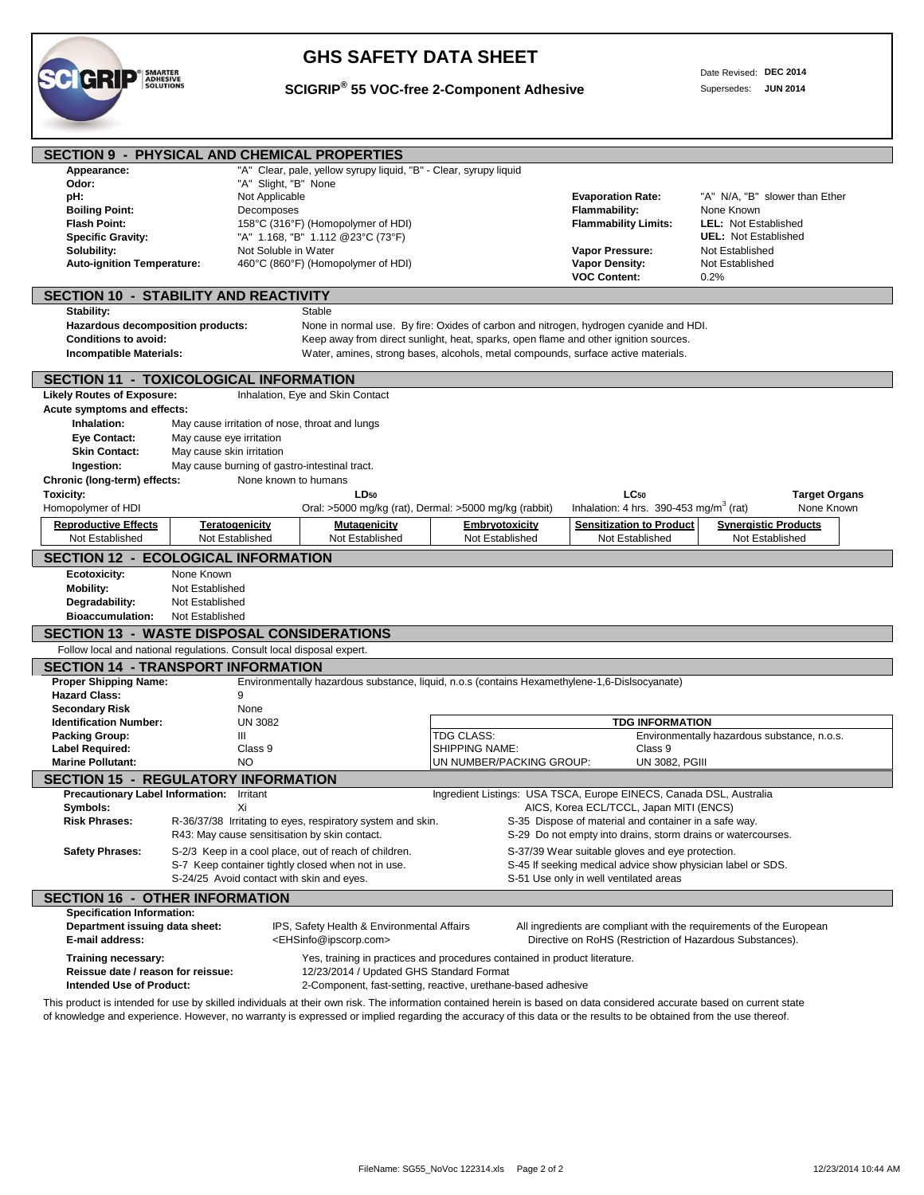# GHS SAFETY DATA SHEET

**SCIGRIP® 55 VOC-free 2-Component Adhesive**

Date Revised: **DEC 2014**
Supersedes: **JUN 2014**

## SECTION 9 - PHYSICAL AND CHEMICAL PROPERTIES

| | | | |
|---|---|---|---|
| **Appearance:** | "A" Clear, pale, yellow syrupy liquid, "B" - Clear, syrupy liquid | | |
| **Odor:** | "A" Slight, "B" None | | |
| **pH:** | Not Applicable | **Evaporation Rate:** | "A" N/A, "B" slower than Ether |
| **Boiling Point:** | Decomposes | **Flammability:** | None Known |
| **Flash Point:** | 158°C (316°F) (Homopolymer of HDI) | **Flammability Limits:** | **LEL:** Not Established |
| **Specific Gravity:** | "A" 1.168, "B" 1.112 @23°C (73°F) | | **UEL:** Not Established |
| **Solubility:** | Not Soluble in Water | **Vapor Pressure:** | Not Established |
| **Auto-ignition Temperature:** | 460°C (860°F) (Homopolymer of HDI) | **Vapor Density:** | Not Established |
| | | **VOC Content:** | 0.2% |

## SECTION 10 - STABILITY AND REACTIVITY

**Stability:** Stable
**Hazardous decomposition products:** None in normal use. By fire: Oxides of carbon and nitrogen, hydrogen cyanide and HDI.
**Conditions to avoid:** Keep away from direct sunlight, heat, sparks, open flame and other ignition sources.
**Incompatible Materials:** Water, amines, strong bases, alcohols, metal compounds, surface active materials.

## SECTION 11 - TOXICOLOGICAL INFORMATION

**Likely Routes of Exposure:** Inhalation, Eye and Skin Contact
**Acute symptoms and effects:**
- **Inhalation:** May cause irritation of nose, throat and lungs
- **Eye Contact:** May cause eye irritation
- **Skin Contact:** May cause skin irritation
- **Ingestion:** May cause burning of gastro-intestinal tract.

**Chronic (long-term) effects:** None known to humans

| **Toxicity:** | **$LD_{50}$** | **$LC_{50}$** | **Target Organs** |
|---|---|---|---|
| Homopolymer of HDI | Oral: >5000 mg/kg (rat), Dermal: >5000 mg/kg (rabbit) | Inhalation: 4 hrs. 390-453 mg/m$^3$ (rat) | None Known |

| Reproductive Effects | Teratogenicity | Mutagenicity | Embryotoxicity | Sensitization to Product | Synergistic Products |
|---|---|---|---|---|---|
| Not Established | Not Established | Not Established | Not Established | Not Established | Not Established |

## SECTION 12 - ECOLOGICAL INFORMATION

**Ecotoxicity:** None Known
**Mobility:** Not Established
**Degradability:** Not Established
**Bioaccumulation:** Not Established

## SECTION 13 - WASTE DISPOSAL CONSIDERATIONS

Follow local and national regulations. Consult local disposal expert.

## SECTION 14 - TRANSPORT INFORMATION

**Proper Shipping Name:** Environmentally hazardous substance, liquid, n.o.s (contains Hexamethylene-1,6-Dislsocyanate)
**Hazard Class:** 9
**Secondary Risk** None
**Identification Number:** UN 3082
**Packing Group:** III
**Label Required:** Class 9
**Marine Pollutant:** NO

| TDG INFORMATION | |
|---|---|
| TDG CLASS: | Environmentally hazardous substance, n.o.s. |
| SHIPPING NAME: | Class 9 |
| UN NUMBER/PACKING GROUP: | UN 3082, PGIII |

## SECTION 15 - REGULATORY INFORMATION

**Precautionary Label Information:** Irritant
**Symbols:** Xi

Ingredient Listings: USA TSCA, Europe EINECS, Canada DSL, Australia AICS, Korea ECL/TCCL, Japan MITI (ENCS)

**Risk Phrases:**
- R-36/37/38 Irritating to eyes, respiratory system and skin.
- R43: May cause sensitisation by skin contact.
- S-35 Dispose of material and container in a safe way.
- S-29 Do not empty into drains, storm drains or watercourses.

**Safety Phrases:**
- S-2/3 Keep in a cool place, out of reach of children.
- S-7 Keep container tightly closed when not in use.
- S-24/25 Avoid contact with skin and eyes.
- S-37/39 Wear suitable gloves and eye protection.
- S-45 If seeking medical advice show physician label or SDS.
- S-51 Use only in well ventilated areas

## SECTION 16 - OTHER INFORMATION

**Specification Information:**
**Department issuing data sheet:** IPS, Safety Health & Environmental Affairs
**E-mail address:** <EHSinfo@ipscorp.com>

All ingredients are compliant with the requirements of the European Directive on RoHS (Restriction of Hazardous Substances).

**Training necessary:** Yes, training in practices and procedures contained in product literature.
**Reissue date / reason for reissue:** 12/23/2014 / Updated GHS Standard Format
**Intended Use of Product:** 2-Component, fast-setting, reactive, urethane-based adhesive

This product is intended for use by skilled individuals at their own risk. The information contained herein is based on data considered accurate based on current state of knowledge and experience. However, no warranty is expressed or implied regarding the accuracy of this data or the results to be obtained from the use thereof.

FileName: SG55_NoVoc 122314.xls